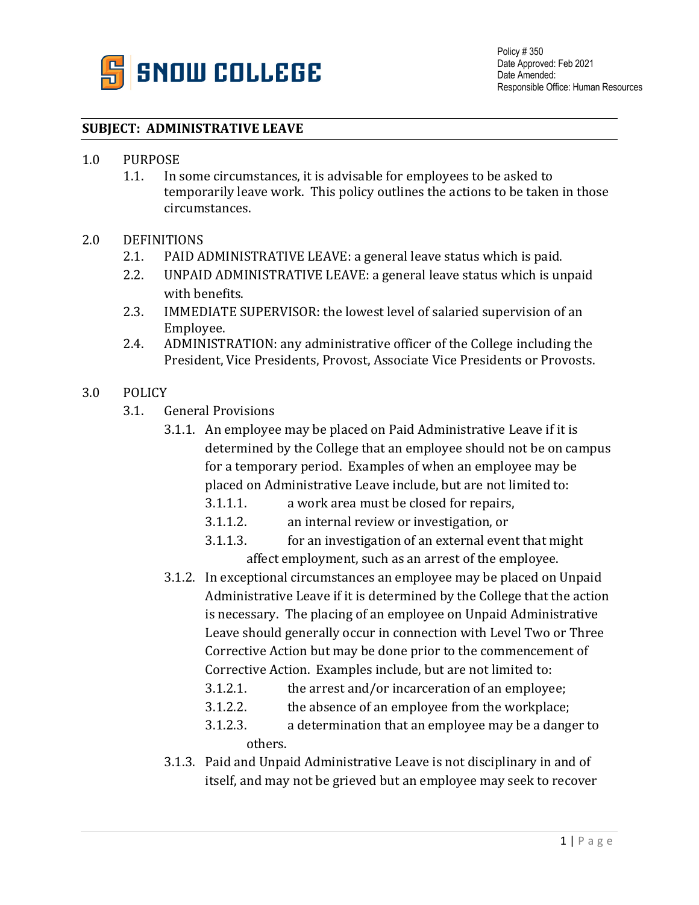Policy # 350
Date Approved: Feb 2021
Date Amended:
Responsible Office: Human Resources

## SUBJECT: ADMINISTRATIVE LEAVE

1.0 PURPOSE

1.1. In some circumstances, it is advisable for employees to be asked to temporarily leave work. This policy outlines the actions to be taken in those circumstances.

2.0 DEFINITIONS

2.1. PAID ADMINISTRATIVE LEAVE: a general leave status which is paid.

2.2. UNPAID ADMINISTRATIVE LEAVE: a general leave status which is unpaid with benefits.

2.3. IMMEDIATE SUPERVISOR: the lowest level of salaried supervision of an Employee.

2.4. ADMINISTRATION: any administrative officer of the College including the President, Vice Presidents, Provost, Associate Vice Presidents or Provosts.

3.0 POLICY

3.1. General Provisions

3.1.1. An employee may be placed on Paid Administrative Leave if it is determined by the College that an employee should not be on campus for a temporary period. Examples of when an employee may be placed on Administrative Leave include, but are not limited to:

3.1.1.1. a work area must be closed for repairs,

3.1.1.2. an internal review or investigation, or

3.1.1.3. for an investigation of an external event that might affect employment, such as an arrest of the employee.

3.1.2. In exceptional circumstances an employee may be placed on Unpaid Administrative Leave if it is determined by the College that the action is necessary. The placing of an employee on Unpaid Administrative Leave should generally occur in connection with Level Two or Three Corrective Action but may be done prior to the commencement of Corrective Action. Examples include, but are not limited to:

3.1.2.1. the arrest and/or incarceration of an employee;

3.1.2.2. the absence of an employee from the workplace;

3.1.2.3. a determination that an employee may be a danger to others.

3.1.3. Paid and Unpaid Administrative Leave is not disciplinary in and of itself, and may not be grieved but an employee may seek to recover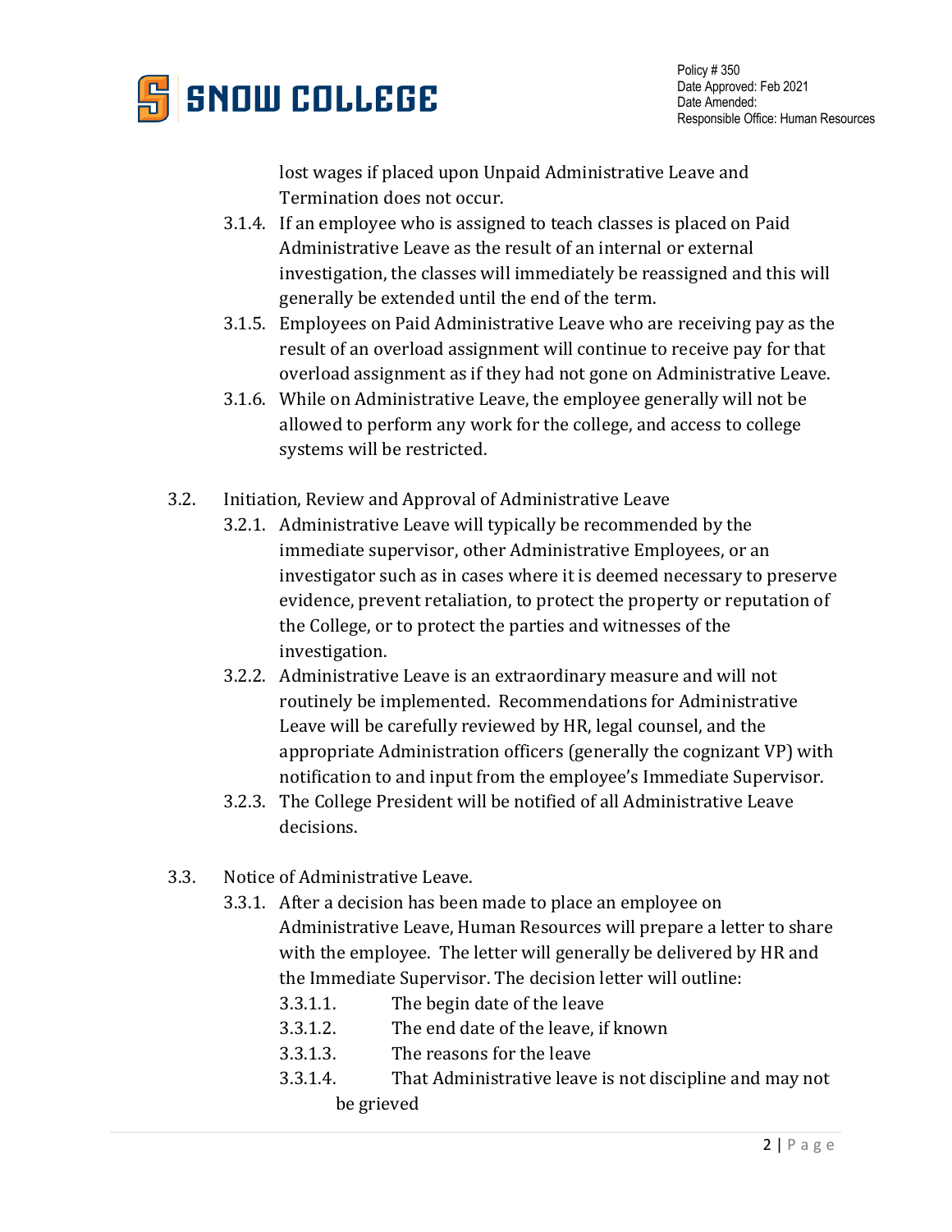lost wages if placed upon Unpaid Administrative Leave and Termination does not occur.

3.1.4. If an employee who is assigned to teach classes is placed on Paid Administrative Leave as the result of an internal or external investigation, the classes will immediately be reassigned and this will generally be extended until the end of the term.

3.1.5. Employees on Paid Administrative Leave who are receiving pay as the result of an overload assignment will continue to receive pay for that overload assignment as if they had not gone on Administrative Leave.

3.1.6. While on Administrative Leave, the employee generally will not be allowed to perform any work for the college, and access to college systems will be restricted.

3.2. Initiation, Review and Approval of Administrative Leave

3.2.1. Administrative Leave will typically be recommended by the immediate supervisor, other Administrative Employees, or an investigator such as in cases where it is deemed necessary to preserve evidence, prevent retaliation, to protect the property or reputation of the College, or to protect the parties and witnesses of the investigation.

3.2.2. Administrative Leave is an extraordinary measure and will not routinely be implemented. Recommendations for Administrative Leave will be carefully reviewed by HR, legal counsel, and the appropriate Administration officers (generally the cognizant VP) with notification to and input from the employee's Immediate Supervisor.

3.2.3. The College President will be notified of all Administrative Leave decisions.

3.3. Notice of Administrative Leave.

3.3.1. After a decision has been made to place an employee on Administrative Leave, Human Resources will prepare a letter to share with the employee. The letter will generally be delivered by HR and the Immediate Supervisor. The decision letter will outline:

3.3.1.1. The begin date of the leave

3.3.1.2. The end date of the leave, if known

3.3.1.3. The reasons for the leave

3.3.1.4. That Administrative leave is not discipline and may not be grieved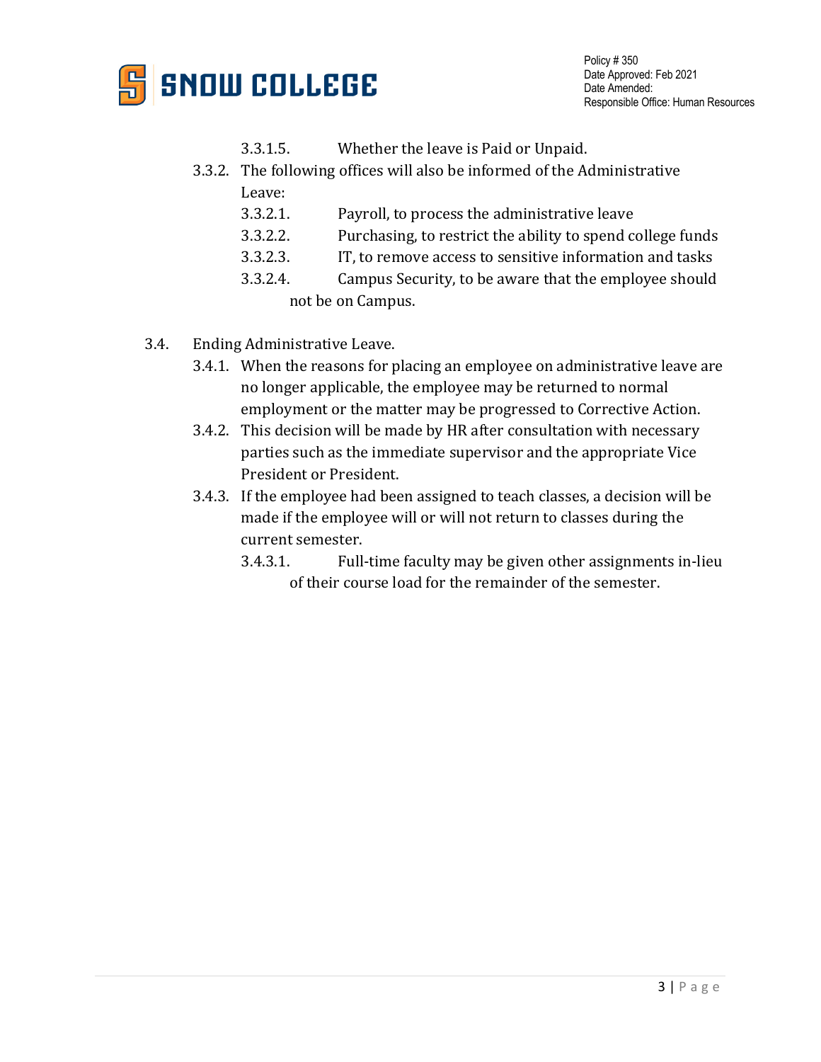3.3.1.5. Whether the leave is Paid or Unpaid.

3.3.2. The following offices will also be informed of the Administrative Leave:

3.3.2.1. Payroll, to process the administrative leave

3.3.2.2. Purchasing, to restrict the ability to spend college funds

3.3.2.3. IT, to remove access to sensitive information and tasks

3.3.2.4. Campus Security, to be aware that the employee should not be on Campus.

3.4. Ending Administrative Leave.

3.4.1. When the reasons for placing an employee on administrative leave are no longer applicable, the employee may be returned to normal employment or the matter may be progressed to Corrective Action.

3.4.2. This decision will be made by HR after consultation with necessary parties such as the immediate supervisor and the appropriate Vice President or President.

3.4.3. If the employee had been assigned to teach classes, a decision will be made if the employee will or will not return to classes during the current semester.

3.4.3.1. Full-time faculty may be given other assignments in-lieu of their course load for the remainder of the semester.